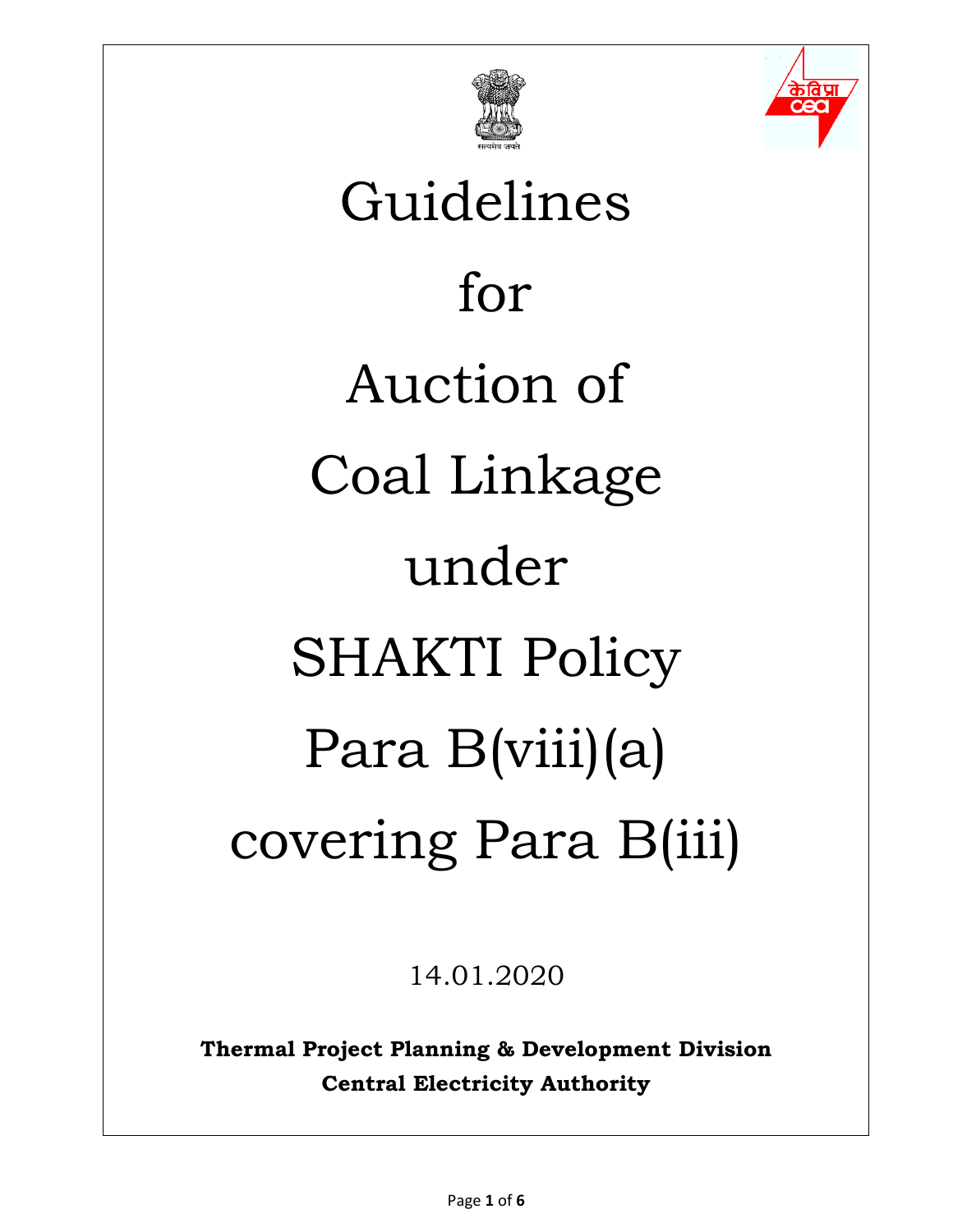# Guidelines for Auction of Coal Linkage under SHAKTI Policy Para B(viii)(a) covering Para B(iii)

14.01.2020

**Thermal Project Planning & Development Division**
**Central Electricity Authority**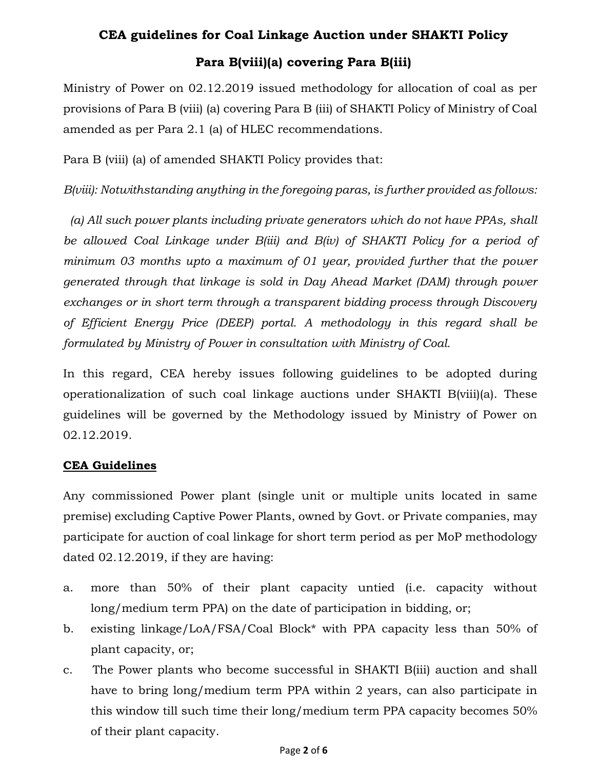## CEA guidelines for Coal Linkage Auction under SHAKTI Policy

## Para B(viii)(a) covering Para B(iii)

Ministry of Power on 02.12.2019 issued methodology for allocation of coal as per provisions of Para B (viii) (a) covering Para B (iii) of SHAKTI Policy of Ministry of Coal amended as per Para 2.1 (a) of HLEC recommendations.

Para B (viii) (a) of amended SHAKTI Policy provides that:

*B(viii): Notwithstanding anything in the foregoing paras, is further provided as follows:*

*(a) All such power plants including private generators which do not have PPAs, shall be allowed Coal Linkage under B(iii) and B(iv) of SHAKTI Policy for a period of minimum 03 months upto a maximum of 01 year, provided further that the power generated through that linkage is sold in Day Ahead Market (DAM) through power exchanges or in short term through a transparent bidding process through Discovery of Efficient Energy Price (DEEP) portal. A methodology in this regard shall be formulated by Ministry of Power in consultation with Ministry of Coal.*

In this regard, CEA hereby issues following guidelines to be adopted during operationalization of such coal linkage auctions under SHAKTI B(viii)(a). These guidelines will be governed by the Methodology issued by Ministry of Power on 02.12.2019.

**CEA Guidelines**

Any commissioned Power plant (single unit or multiple units located in same premise) excluding Captive Power Plants, owned by Govt. or Private companies, may participate for auction of coal linkage for short term period as per MoP methodology dated 02.12.2019, if they are having:

a. more than 50% of their plant capacity untied (i.e. capacity without long/medium term PPA) on the date of participation in bidding, or;
b. existing linkage/LoA/FSA/Coal Block* with PPA capacity less than 50% of plant capacity, or;
c. The Power plants who become successful in SHAKTI B(iii) auction and shall have to bring long/medium term PPA within 2 years, can also participate in this window till such time their long/medium term PPA capacity becomes 50% of their plant capacity.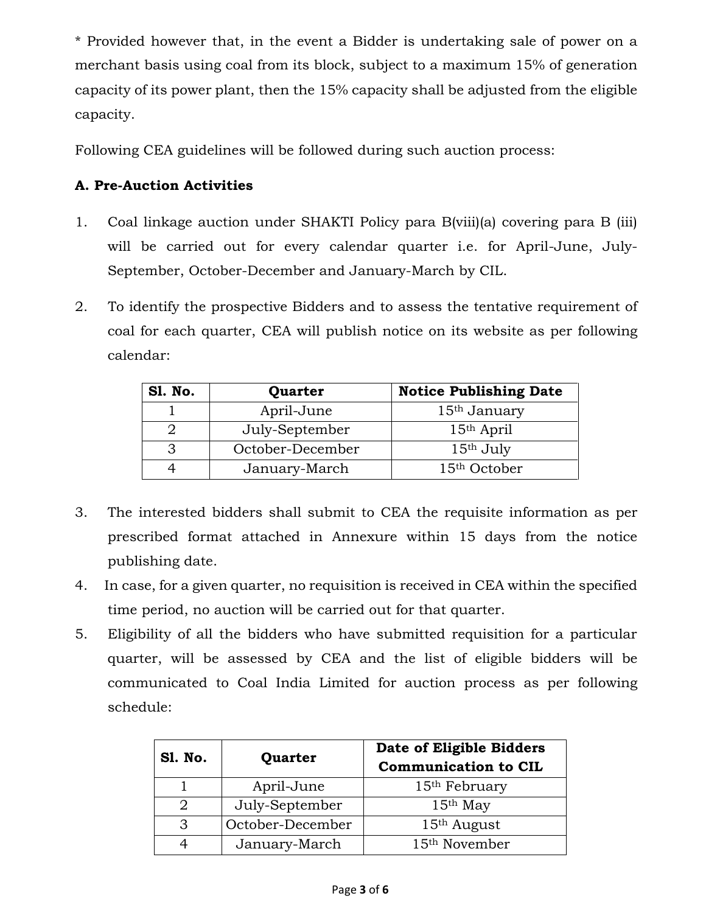* Provided however that, in the event a Bidder is undertaking sale of power on a merchant basis using coal from its block, subject to a maximum 15% of generation capacity of its power plant, then the 15% capacity shall be adjusted from the eligible capacity.

Following CEA guidelines will be followed during such auction process:

**A. Pre-Auction Activities**

1. Coal linkage auction under SHAKTI Policy para B(viii)(a) covering para B (iii) will be carried out for every calendar quarter i.e. for April-June, July-September, October-December and January-March by CIL.

2. To identify the prospective Bidders and to assess the tentative requirement of coal for each quarter, CEA will publish notice on its website as per following calendar:

| Sl. No. | Quarter | Notice Publishing Date |
|---|---|---|
| 1 | April-June | 15th January |
| 2 | July-September | 15th April |
| 3 | October-December | 15th July |
| 4 | January-March | 15th October |

3. The interested bidders shall submit to CEA the requisite information as per prescribed format attached in Annexure within 15 days from the notice publishing date.

4. In case, for a given quarter, no requisition is received in CEA within the specified time period, no auction will be carried out for that quarter.

5. Eligibility of all the bidders who have submitted requisition for a particular quarter, will be assessed by CEA and the list of eligible bidders will be communicated to Coal India Limited for auction process as per following schedule:

| Sl. No. | Quarter | Date of Eligible Bidders Communication to CIL |
|---|---|---|
| 1 | April-June | 15th February |
| 2 | July-September | 15th May |
| 3 | October-December | 15th August |
| 4 | January-March | 15th November |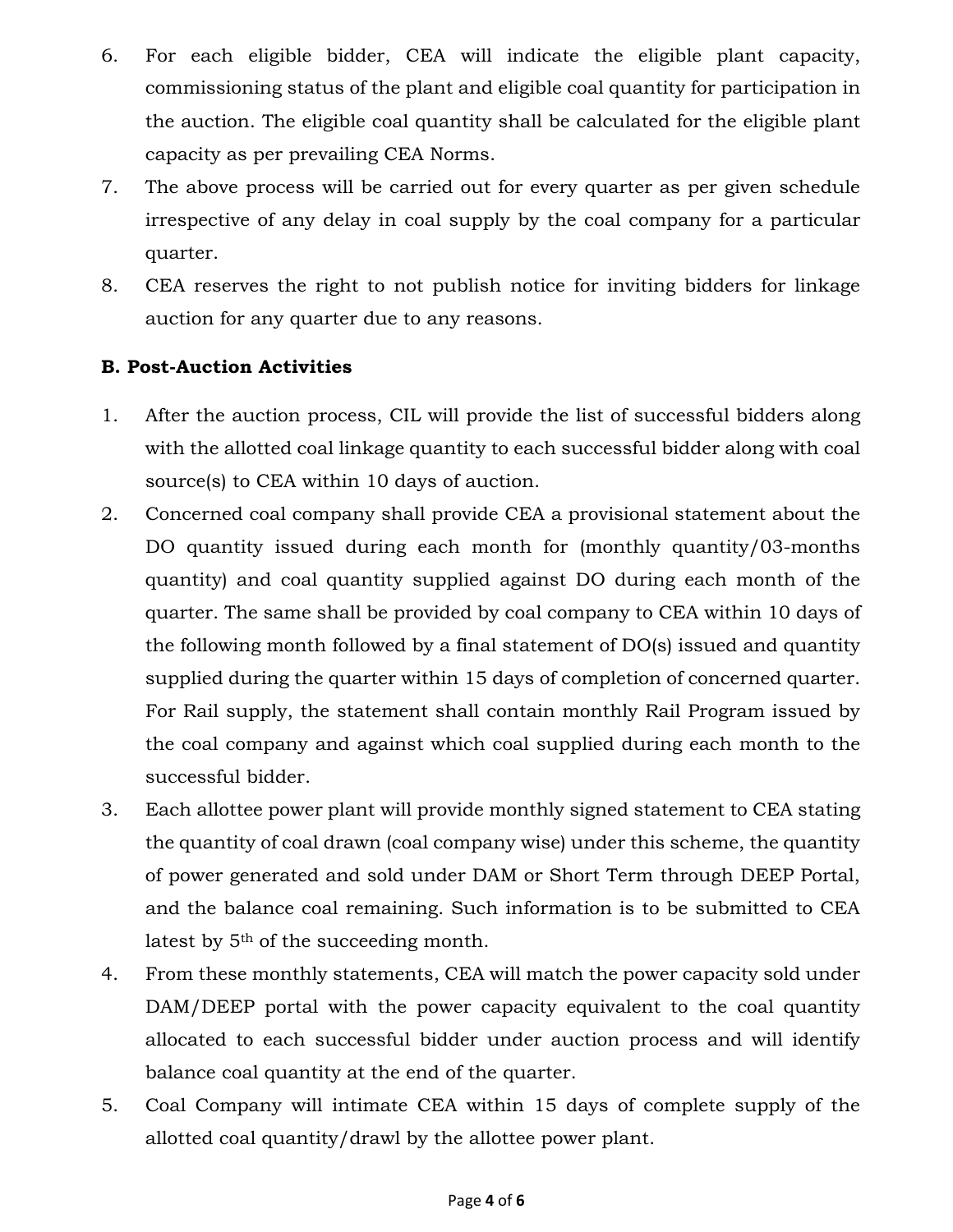6. For each eligible bidder, CEA will indicate the eligible plant capacity, commissioning status of the plant and eligible coal quantity for participation in the auction. The eligible coal quantity shall be calculated for the eligible plant capacity as per prevailing CEA Norms.
7. The above process will be carried out for every quarter as per given schedule irrespective of any delay in coal supply by the coal company for a particular quarter.
8. CEA reserves the right to not publish notice for inviting bidders for linkage auction for any quarter due to any reasons.

**B. Post-Auction Activities**

1. After the auction process, CIL will provide the list of successful bidders along with the allotted coal linkage quantity to each successful bidder along with coal source(s) to CEA within 10 days of auction.
2. Concerned coal company shall provide CEA a provisional statement about the DO quantity issued during each month for (monthly quantity/03-months quantity) and coal quantity supplied against DO during each month of the quarter. The same shall be provided by coal company to CEA within 10 days of the following month followed by a final statement of DO(s) issued and quantity supplied during the quarter within 15 days of completion of concerned quarter. For Rail supply, the statement shall contain monthly Rail Program issued by the coal company and against which coal supplied during each month to the successful bidder.
3. Each allottee power plant will provide monthly signed statement to CEA stating the quantity of coal drawn (coal company wise) under this scheme, the quantity of power generated and sold under DAM or Short Term through DEEP Portal, and the balance coal remaining. Such information is to be submitted to CEA latest by 5th of the succeeding month.
4. From these monthly statements, CEA will match the power capacity sold under DAM/DEEP portal with the power capacity equivalent to the coal quantity allocated to each successful bidder under auction process and will identify balance coal quantity at the end of the quarter.
5. Coal Company will intimate CEA within 15 days of complete supply of the allotted coal quantity/drawl by the allottee power plant.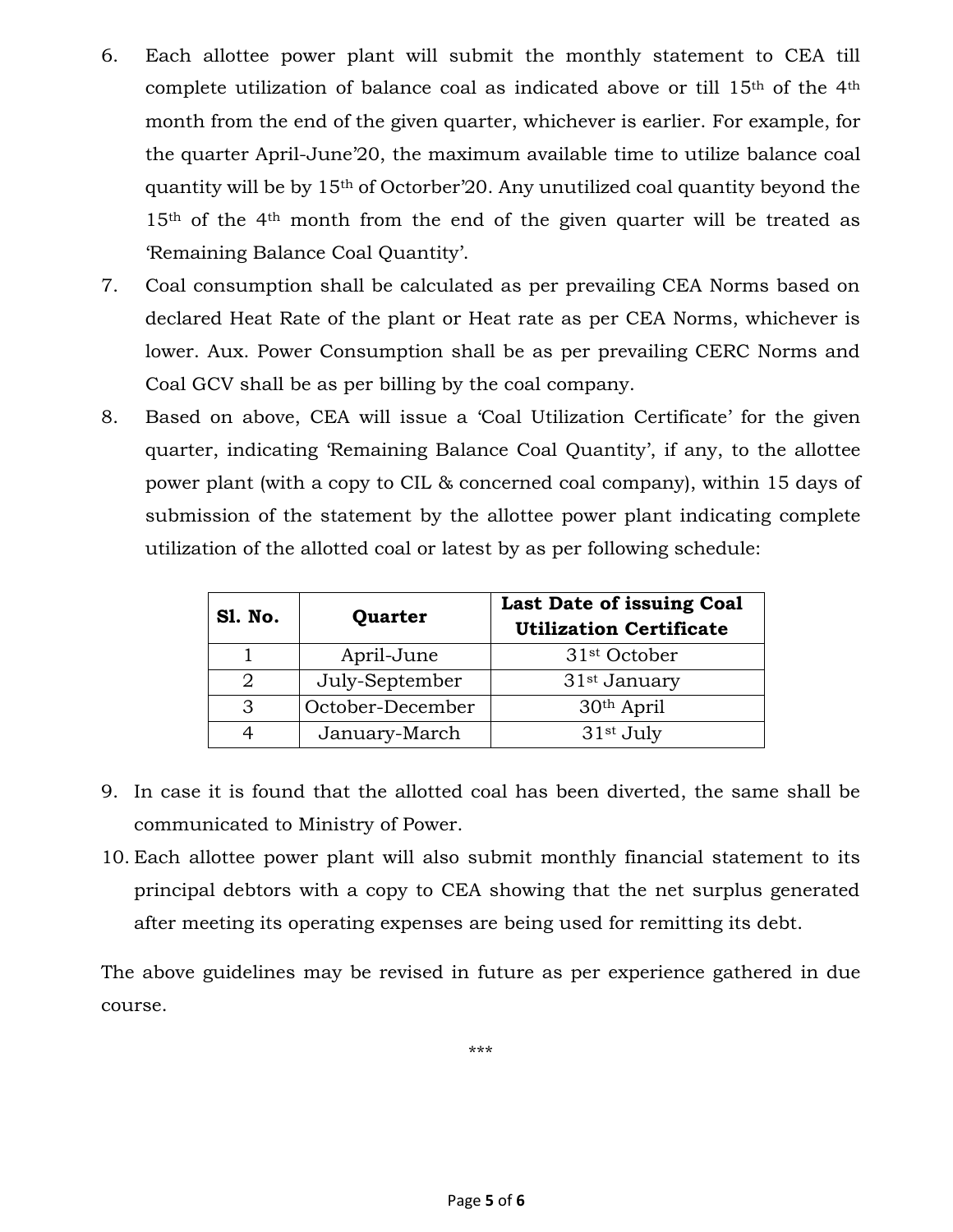6. Each allottee power plant will submit the monthly statement to CEA till complete utilization of balance coal as indicated above or till 15th of the 4th month from the end of the given quarter, whichever is earlier. For example, for the quarter April-June'20, the maximum available time to utilize balance coal quantity will be by 15th of Octorber'20. Any unutilized coal quantity beyond the 15th of the 4th month from the end of the given quarter will be treated as 'Remaining Balance Coal Quantity'.
7. Coal consumption shall be calculated as per prevailing CEA Norms based on declared Heat Rate of the plant or Heat rate as per CEA Norms, whichever is lower. Aux. Power Consumption shall be as per prevailing CERC Norms and Coal GCV shall be as per billing by the coal company.
8. Based on above, CEA will issue a 'Coal Utilization Certificate' for the given quarter, indicating 'Remaining Balance Coal Quantity', if any, to the allottee power plant (with a copy to CIL & concerned coal company), within 15 days of submission of the statement by the allottee power plant indicating complete utilization of the allotted coal or latest by as per following schedule:

| Sl. No. | Quarter | Last Date of issuing Coal Utilization Certificate |
|---|---|---|
| 1 | April-June | 31st October |
| 2 | July-September | 31st January |
| 3 | October-December | 30th April |
| 4 | January-March | 31st July |

9. In case it is found that the allotted coal has been diverted, the same shall be communicated to Ministry of Power.
10. Each allottee power plant will also submit monthly financial statement to its principal debtors with a copy to CEA showing that the net surplus generated after meeting its operating expenses are being used for remitting its debt.

The above guidelines may be revised in future as per experience gathered in due course.

***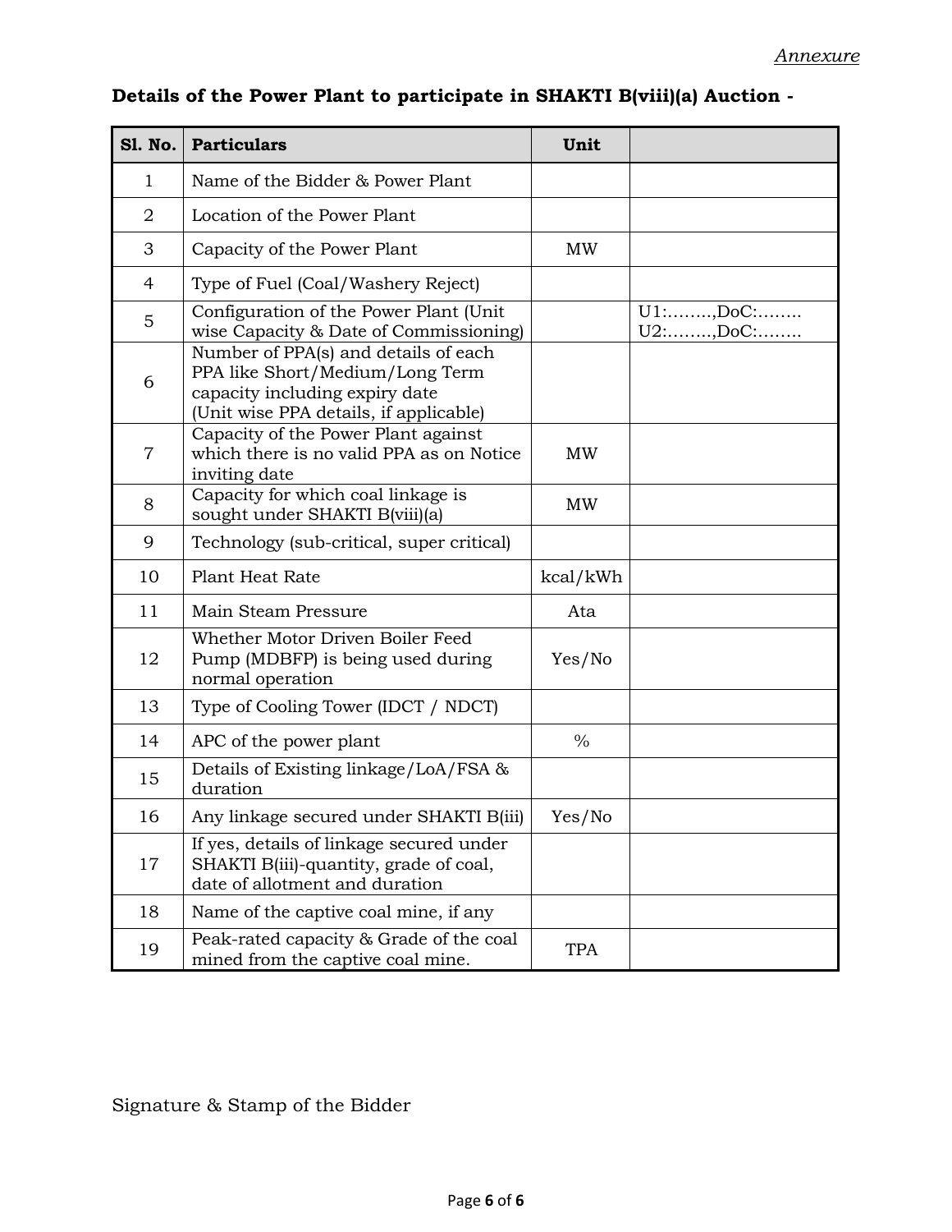*Annexure*

**Details of the Power Plant to participate in SHAKTI B(viii)(a) Auction -**

| Sl. No. | Particulars | Unit | |
|---|---|---|---|
| 1 | Name of the Bidder & Power Plant | | |
| 2 | Location of the Power Plant | | |
| 3 | Capacity of the Power Plant | MW | |
| 4 | Type of Fuel (Coal/Washery Reject) | | |
| 5 | Configuration of the Power Plant (Unit wise Capacity & Date of Commissioning) | | U1:……..,DoC:…….. U2:……..,DoC:…….. |
| 6 | Number of PPA(s) and details of each PPA like Short/Medium/Long Term capacity including expiry date (Unit wise PPA details, if applicable) | | |
| 7 | Capacity of the Power Plant against which there is no valid PPA as on Notice inviting date | MW | |
| 8 | Capacity for which coal linkage is sought under SHAKTI B(viii)(a) | MW | |
| 9 | Technology (sub-critical, super critical) | | |
| 10 | Plant Heat Rate | kcal/kWh | |
| 11 | Main Steam Pressure | Ata | |
| 12 | Whether Motor Driven Boiler Feed Pump (MDBFP) is being used during normal operation | Yes/No | |
| 13 | Type of Cooling Tower (IDCT / NDCT) | | |
| 14 | APC of the power plant | % | |
| 15 | Details of Existing linkage/LoA/FSA & duration | | |
| 16 | Any linkage secured under SHAKTI B(iii) | Yes/No | |
| 17 | If yes, details of linkage secured under SHAKTI B(iii)-quantity, grade of coal, date of allotment and duration | | |
| 18 | Name of the captive coal mine, if any | | |
| 19 | Peak-rated capacity & Grade of the coal mined from the captive coal mine. | TPA | |

Signature & Stamp of the Bidder